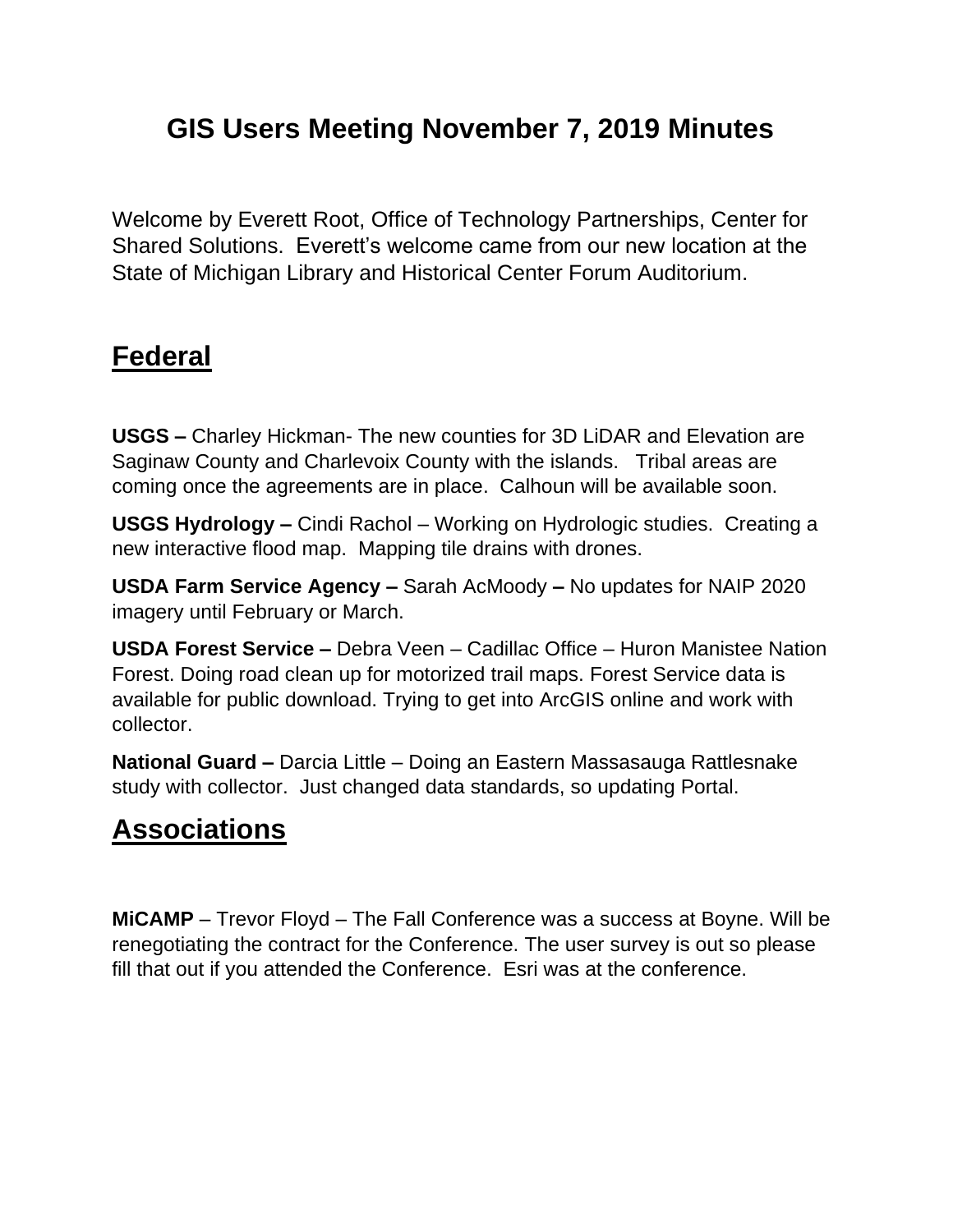# GIS Users Meeting November 7, 2019 Minutes

Welcome by Everett Root, Office of Technology Partnerships, Center for Shared Solutions. Everett's welcome came from our new location at the State of Michigan Library and Historical Center Forum Auditorium.

## Federal

**USGS –** Charley Hickman- The new counties for 3D LiDAR and Elevation are Saginaw County and Charlevoix County with the islands. Tribal areas are coming once the agreements are in place. Calhoun will be available soon.

**USGS Hydrology –** Cindi Rachol – Working on Hydrologic studies. Creating a new interactive flood map. Mapping tile drains with drones.

**USDA Farm Service Agency –** Sarah AcMoody **–** No updates for NAIP 2020 imagery until February or March.

**USDA Forest Service –** Debra Veen – Cadillac Office – Huron Manistee Nation Forest. Doing road clean up for motorized trail maps. Forest Service data is available for public download. Trying to get into ArcGIS online and work with collector.

**National Guard –** Darcia Little – Doing an Eastern Massasauga Rattlesnake study with collector. Just changed data standards, so updating Portal.

## Associations

**MiCAMP** – Trevor Floyd – The Fall Conference was a success at Boyne. Will be renegotiating the contract for the Conference. The user survey is out so please fill that out if you attended the Conference. Esri was at the conference.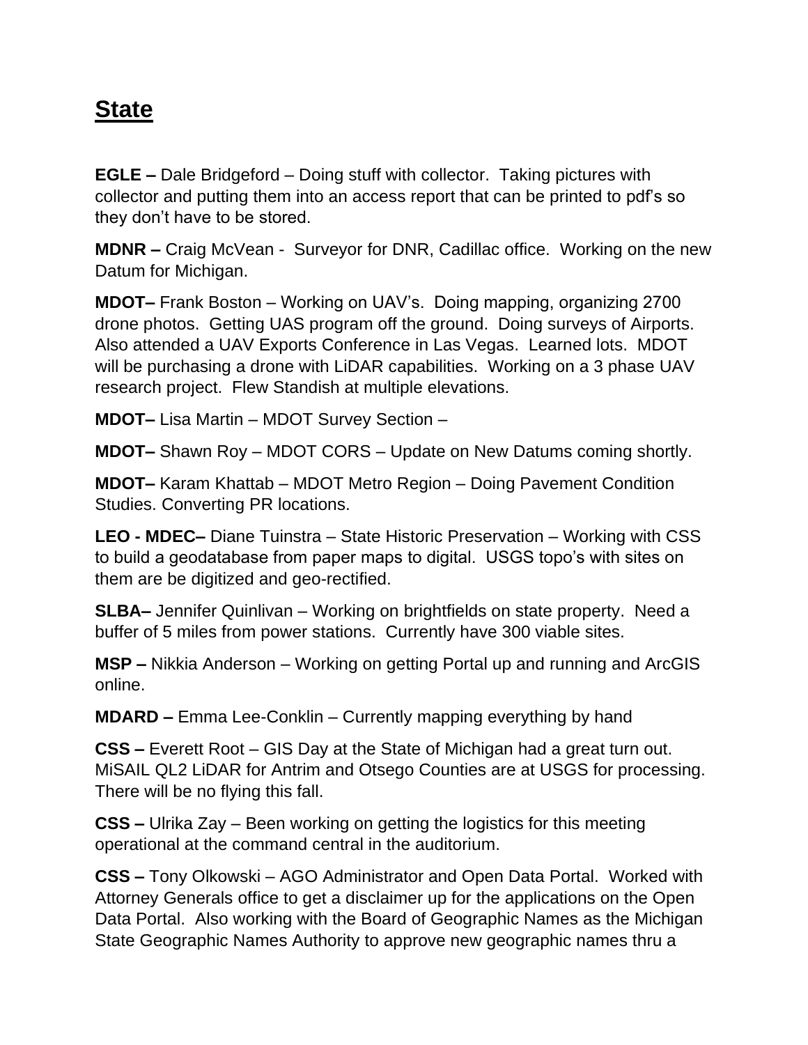# State

**EGLE –** Dale Bridgeford – Doing stuff with collector. Taking pictures with collector and putting them into an access report that can be printed to pdf's so they don't have to be stored.

**MDNR –** Craig McVean - Surveyor for DNR, Cadillac office. Working on the new Datum for Michigan.

**MDOT–** Frank Boston – Working on UAV's. Doing mapping, organizing 2700 drone photos. Getting UAS program off the ground. Doing surveys of Airports. Also attended a UAV Exports Conference in Las Vegas. Learned lots. MDOT will be purchasing a drone with LiDAR capabilities. Working on a 3 phase UAV research project. Flew Standish at multiple elevations.

**MDOT–** Lisa Martin – MDOT Survey Section –

**MDOT–** Shawn Roy – MDOT CORS – Update on New Datums coming shortly.

**MDOT–** Karam Khattab – MDOT Metro Region – Doing Pavement Condition Studies. Converting PR locations.

**LEO - MDEC–** Diane Tuinstra – State Historic Preservation – Working with CSS to build a geodatabase from paper maps to digital. USGS topo's with sites on them are be digitized and geo-rectified.

**SLBA–** Jennifer Quinlivan – Working on brightfields on state property. Need a buffer of 5 miles from power stations. Currently have 300 viable sites.

**MSP –** Nikkia Anderson – Working on getting Portal up and running and ArcGIS online.

**MDARD –** Emma Lee-Conklin – Currently mapping everything by hand

**CSS –** Everett Root – GIS Day at the State of Michigan had a great turn out. MiSAIL QL2 LiDAR for Antrim and Otsego Counties are at USGS for processing. There will be no flying this fall.

**CSS –** Ulrika Zay – Been working on getting the logistics for this meeting operational at the command central in the auditorium.

**CSS –** Tony Olkowski – AGO Administrator and Open Data Portal. Worked with Attorney Generals office to get a disclaimer up for the applications on the Open Data Portal. Also working with the Board of Geographic Names as the Michigan State Geographic Names Authority to approve new geographic names thru a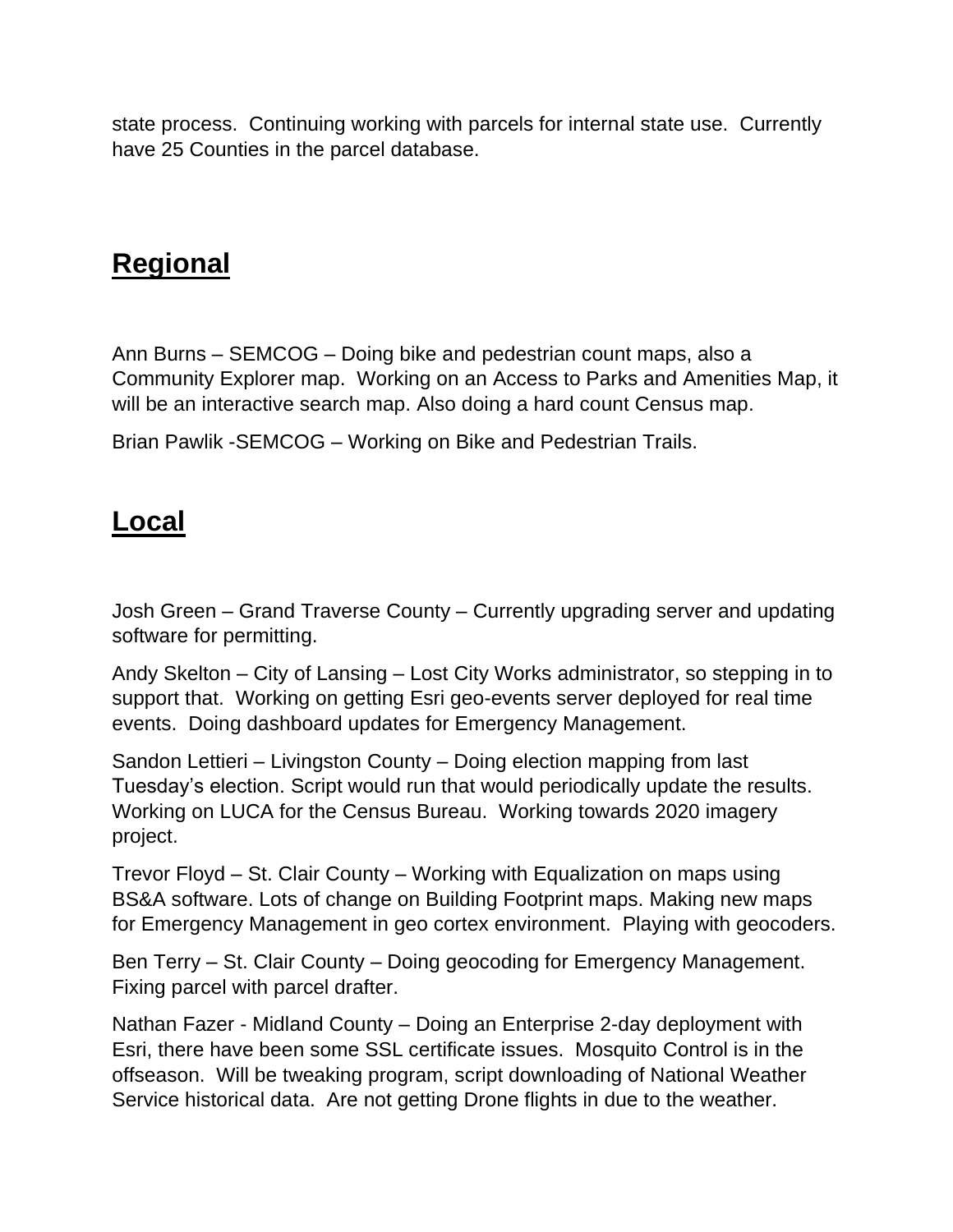state process. Continuing working with parcels for internal state use. Currently have 25 Counties in the parcel database.

## **Regional**

Ann Burns – SEMCOG – Doing bike and pedestrian count maps, also a Community Explorer map. Working on an Access to Parks and Amenities Map, it will be an interactive search map. Also doing a hard count Census map.

Brian Pawlik -SEMCOG – Working on Bike and Pedestrian Trails.

## **Local**

Josh Green – Grand Traverse County – Currently upgrading server and updating software for permitting.

Andy Skelton – City of Lansing – Lost City Works administrator, so stepping in to support that. Working on getting Esri geo-events server deployed for real time events. Doing dashboard updates for Emergency Management.

Sandon Lettieri – Livingston County – Doing election mapping from last Tuesday's election. Script would run that would periodically update the results. Working on LUCA for the Census Bureau. Working towards 2020 imagery project.

Trevor Floyd – St. Clair County – Working with Equalization on maps using BS&A software. Lots of change on Building Footprint maps. Making new maps for Emergency Management in geo cortex environment. Playing with geocoders.

Ben Terry – St. Clair County – Doing geocoding for Emergency Management. Fixing parcel with parcel drafter.

Nathan Fazer - Midland County – Doing an Enterprise 2-day deployment with Esri, there have been some SSL certificate issues. Mosquito Control is in the offseason. Will be tweaking program, script downloading of National Weather Service historical data. Are not getting Drone flights in due to the weather.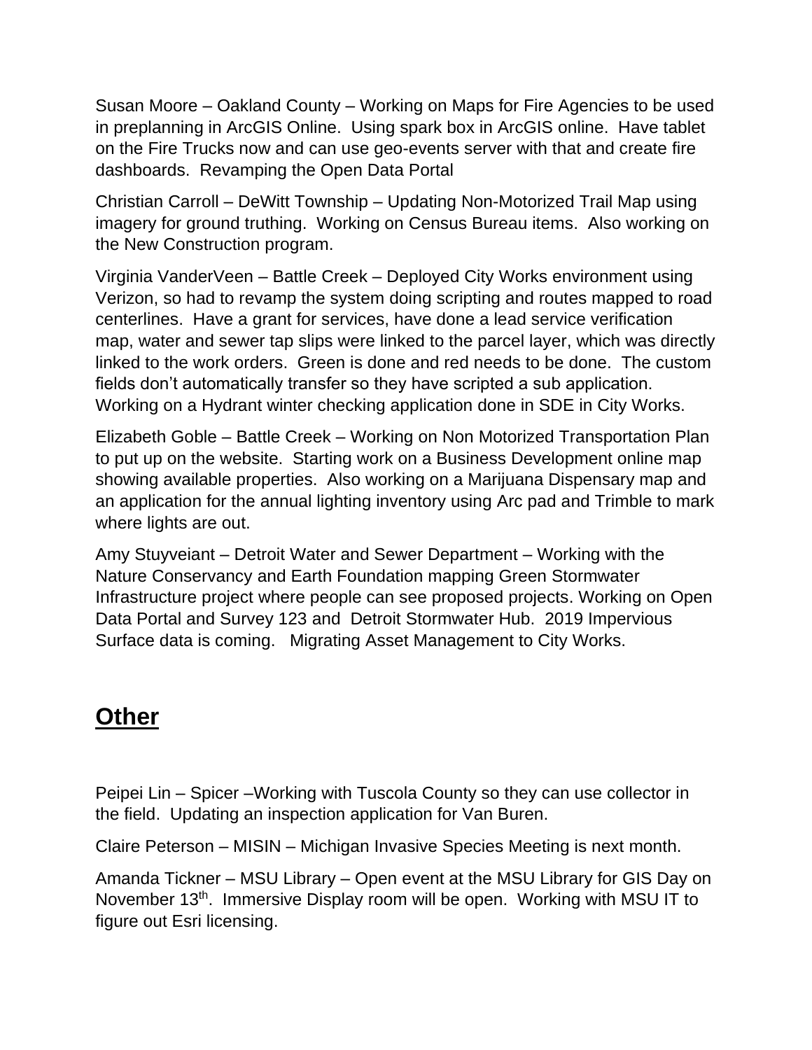Susan Moore – Oakland County – Working on Maps for Fire Agencies to be used in preplanning in ArcGIS Online. Using spark box in ArcGIS online. Have tablet on the Fire Trucks now and can use geo-events server with that and create fire dashboards. Revamping the Open Data Portal

Christian Carroll – DeWitt Township – Updating Non-Motorized Trail Map using imagery for ground truthing. Working on Census Bureau items. Also working on the New Construction program.

Virginia VanderVeen – Battle Creek – Deployed City Works environment using Verizon, so had to revamp the system doing scripting and routes mapped to road centerlines. Have a grant for services, have done a lead service verification map, water and sewer tap slips were linked to the parcel layer, which was directly linked to the work orders. Green is done and red needs to be done. The custom fields don't automatically transfer so they have scripted a sub application. Working on a Hydrant winter checking application done in SDE in City Works.

Elizabeth Goble – Battle Creek – Working on Non Motorized Transportation Plan to put up on the website. Starting work on a Business Development online map showing available properties. Also working on a Marijuana Dispensary map and an application for the annual lighting inventory using Arc pad and Trimble to mark where lights are out.

Amy Stuyveiant – Detroit Water and Sewer Department – Working with the Nature Conservancy and Earth Foundation mapping Green Stormwater Infrastructure project where people can see proposed projects. Working on Open Data Portal and Survey 123 and Detroit Stormwater Hub. 2019 Impervious Surface data is coming. Migrating Asset Management to City Works.

## Other

Peipei Lin – Spicer –Working with Tuscola County so they can use collector in the field. Updating an inspection application for Van Buren.

Claire Peterson – MISIN – Michigan Invasive Species Meeting is next month.

Amanda Tickner – MSU Library – Open event at the MSU Library for GIS Day on November 13th. Immersive Display room will be open. Working with MSU IT to figure out Esri licensing.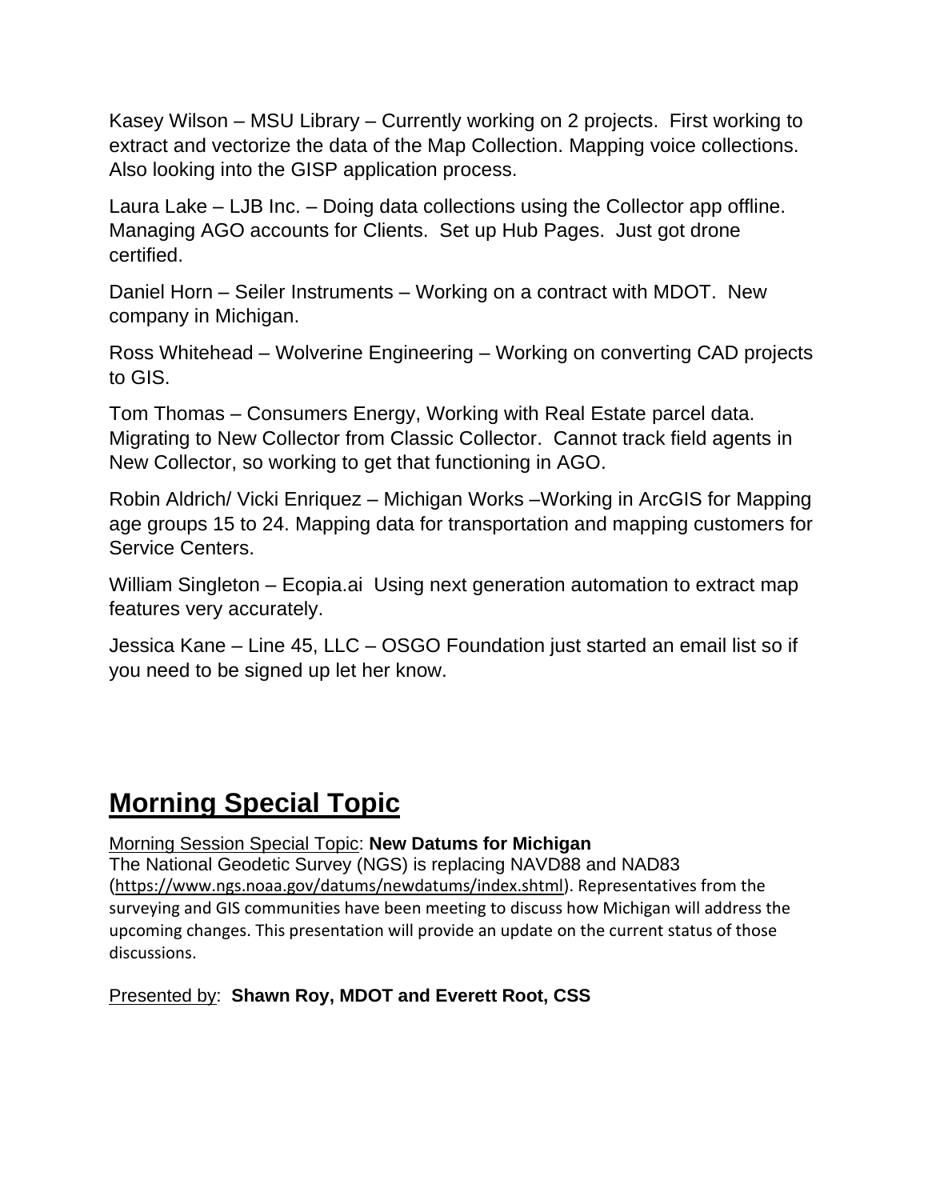Kasey Wilson – MSU Library – Currently working on 2 projects. First working to extract and vectorize the data of the Map Collection. Mapping voice collections. Also looking into the GISP application process.

Laura Lake – LJB Inc. – Doing data collections using the Collector app offline. Managing AGO accounts for Clients. Set up Hub Pages. Just got drone certified.

Daniel Horn – Seiler Instruments – Working on a contract with MDOT. New company in Michigan.

Ross Whitehead – Wolverine Engineering – Working on converting CAD projects to GIS.

Tom Thomas – Consumers Energy, Working with Real Estate parcel data. Migrating to New Collector from Classic Collector. Cannot track field agents in New Collector, so working to get that functioning in AGO.

Robin Aldrich/ Vicki Enriquez – Michigan Works –Working in ArcGIS for Mapping age groups 15 to 24. Mapping data for transportation and mapping customers for Service Centers.

William Singleton – Ecopia.ai Using next generation automation to extract map features very accurately.

Jessica Kane – Line 45, LLC – OSGO Foundation just started an email list so if you need to be signed up let her know.

## Morning Special Topic

Morning Session Special Topic: **New Datums for Michigan**
The National Geodetic Survey (NGS) is replacing NAVD88 and NAD83 (https://www.ngs.noaa.gov/datums/newdatums/index.shtml). Representatives from the surveying and GIS communities have been meeting to discuss how Michigan will address the upcoming changes. This presentation will provide an update on the current status of those discussions.

Presented by: **Shawn Roy, MDOT and Everett Root, CSS**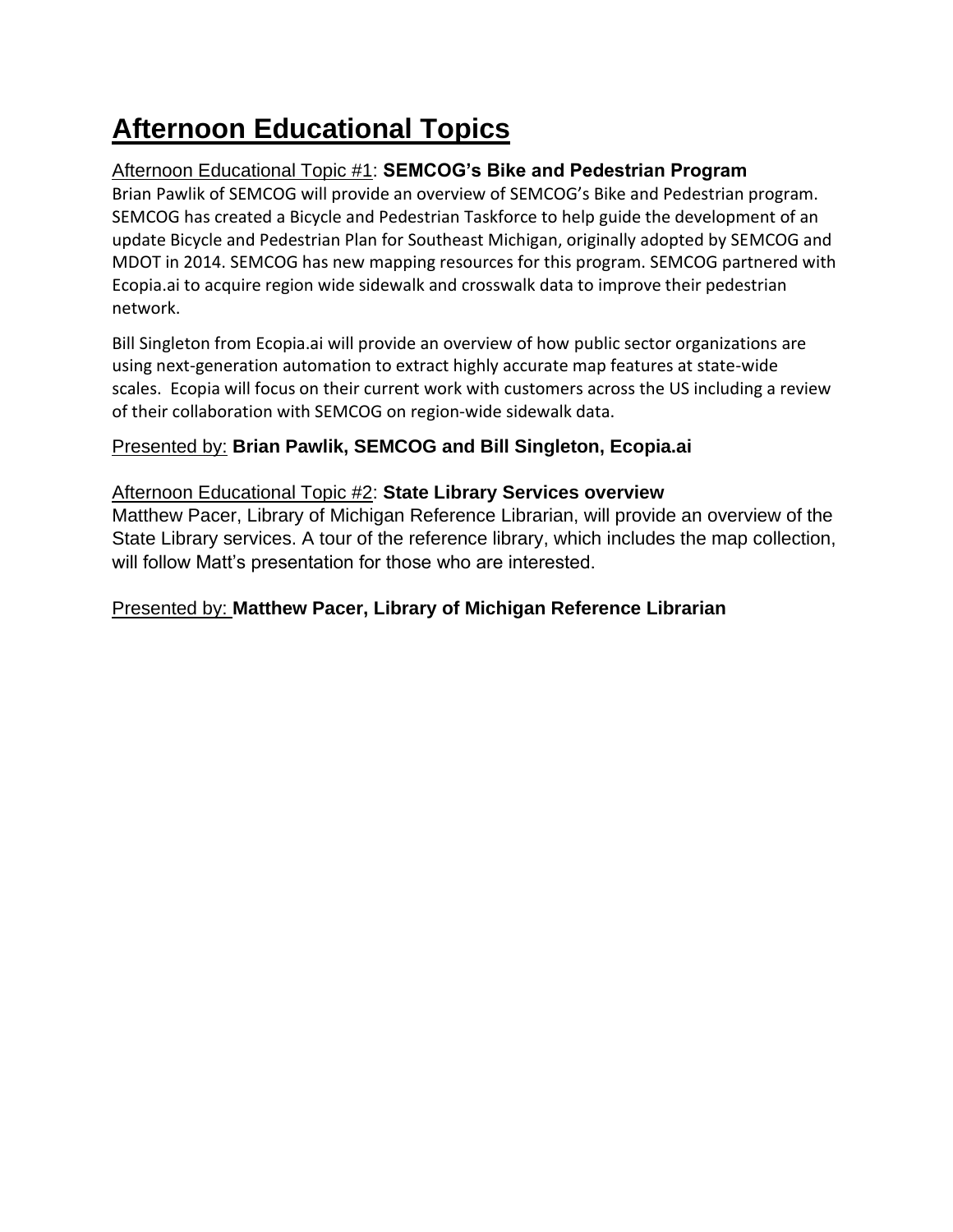# Afternoon Educational Topics

Afternoon Educational Topic #1: **SEMCOG's Bike and Pedestrian Program**

Brian Pawlik of SEMCOG will provide an overview of SEMCOG's Bike and Pedestrian program. SEMCOG has created a Bicycle and Pedestrian Taskforce to help guide the development of an update Bicycle and Pedestrian Plan for Southeast Michigan, originally adopted by SEMCOG and MDOT in 2014. SEMCOG has new mapping resources for this program. SEMCOG partnered with Ecopia.ai to acquire region wide sidewalk and crosswalk data to improve their pedestrian network.

Bill Singleton from Ecopia.ai will provide an overview of how public sector organizations are using next-generation automation to extract highly accurate map features at state-wide scales. Ecopia will focus on their current work with customers across the US including a review of their collaboration with SEMCOG on region-wide sidewalk data.

Presented by: **Brian Pawlik, SEMCOG and Bill Singleton, Ecopia.ai**

Afternoon Educational Topic #2: **State Library Services overview**

Matthew Pacer, Library of Michigan Reference Librarian, will provide an overview of the State Library services. A tour of the reference library, which includes the map collection, will follow Matt's presentation for those who are interested.

Presented by: **Matthew Pacer, Library of Michigan Reference Librarian**